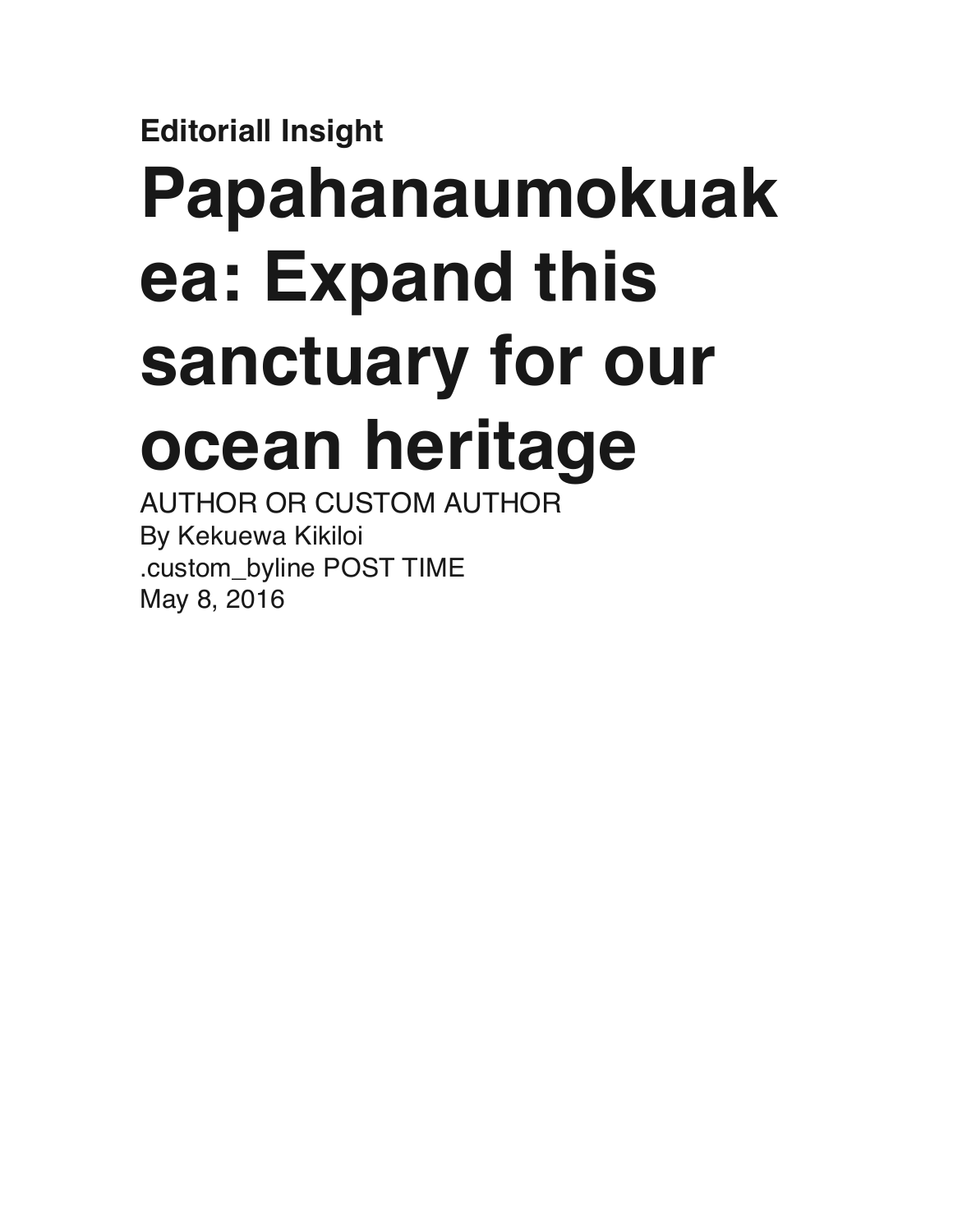**Editoriall Insight**

# Papahanaumokuakea: Expand this sanctuary for our ocean heritage

AUTHOR OR CUSTOM AUTHOR
By Kekuewa Kikiloi
.custom_byline POST TIME
May 8, 2016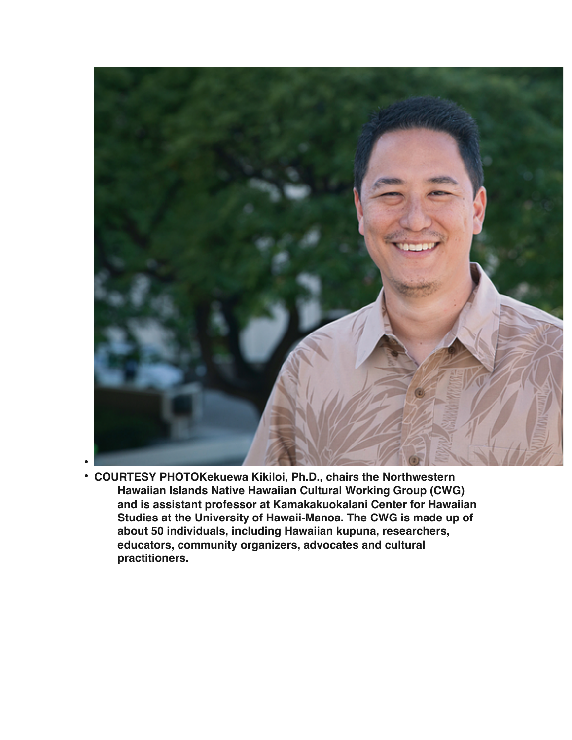- 
- **COURTESY PHOTOKekuewa Kikiloi, Ph.D., chairs the Northwestern Hawaiian Islands Native Hawaiian Cultural Working Group (CWG) and is assistant professor at Kamakakuokalani Center for Hawaiian Studies at the University of Hawaii-Manoa. The CWG is made up of about 50 individuals, including Hawaiian kupuna, researchers, educators, community organizers, advocates and cultural practitioners.**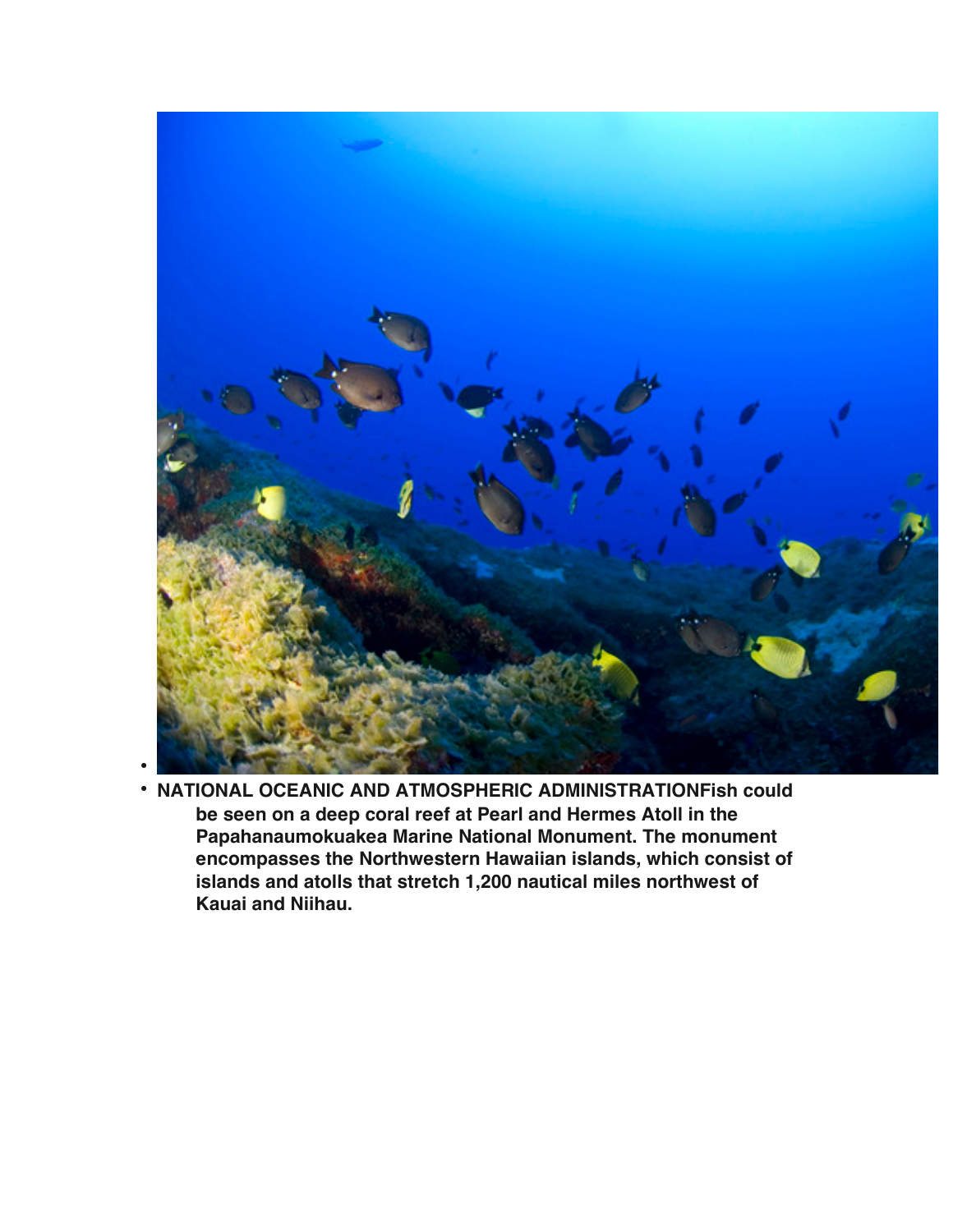- NATIONAL OCEANIC AND ATMOSPHERIC ADMINISTRATIONFish could be seen on a deep coral reef at Pearl and Hermes Atoll in the Papahanaumokuakea Marine National Monument. The monument encompasses the Northwestern Hawaiian islands, which consist of islands and atolls that stretch 1,200 nautical miles northwest of Kauai and Niihau.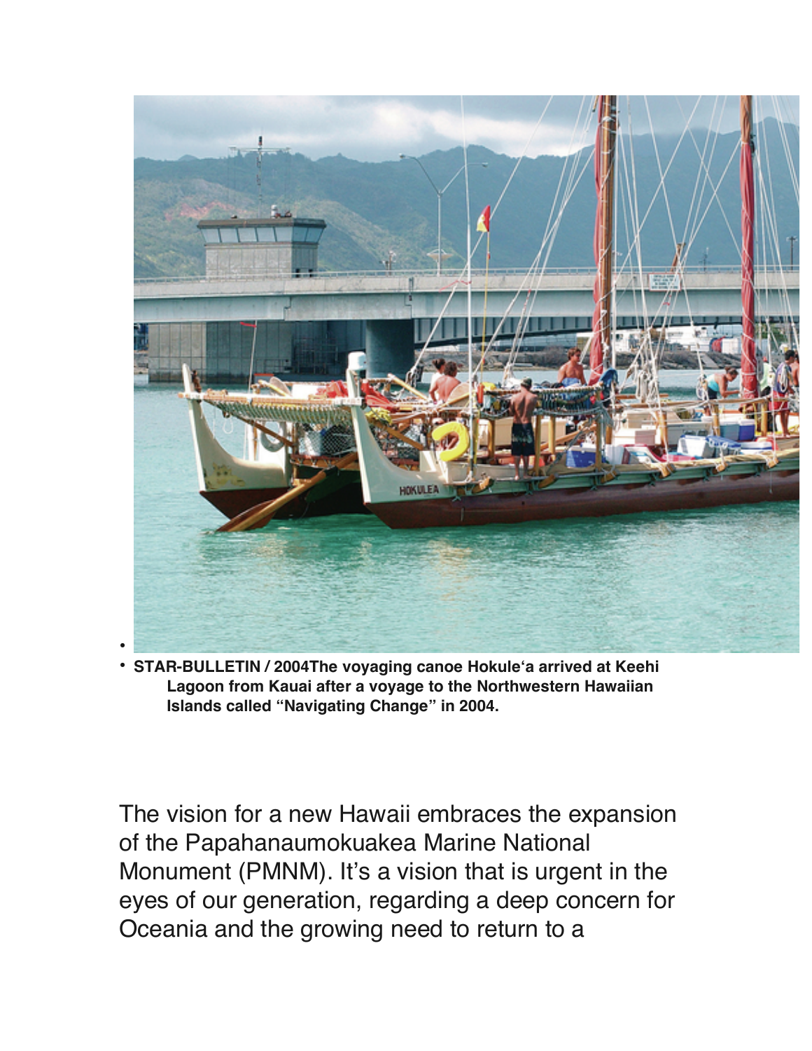- STAR-BULLETIN / 2004The voyaging canoe Hokule'a arrived at Keehi Lagoon from Kauai after a voyage to the Northwestern Hawaiian Islands called "Navigating Change" in 2004.

The vision for a new Hawaii embraces the expansion of the Papahanaumokuakea Marine National Monument (PMNM). It's a vision that is urgent in the eyes of our generation, regarding a deep concern for Oceania and the growing need to return to a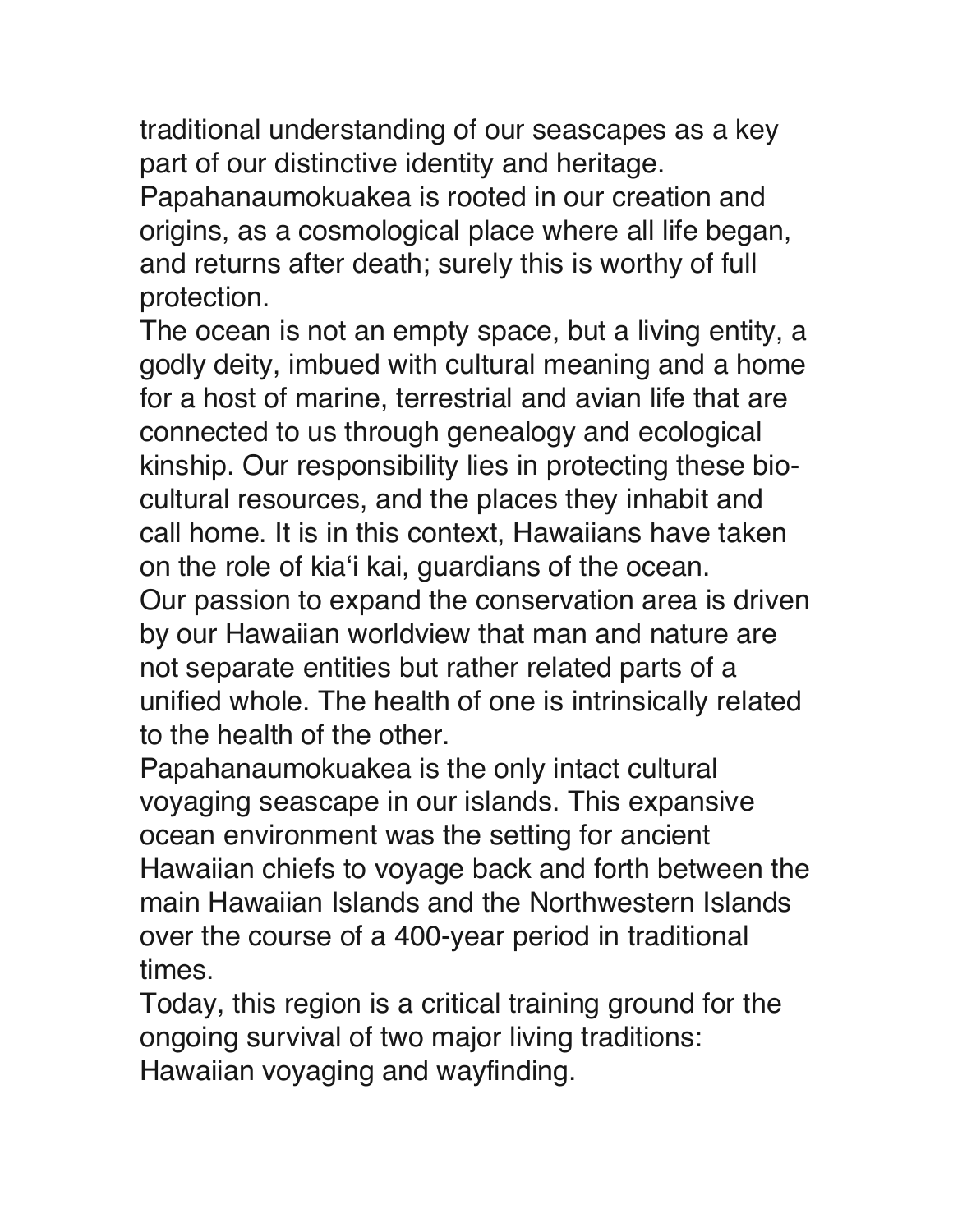traditional understanding of our seascapes as a key part of our distinctive identity and heritage.

Papahanaumokuakea is rooted in our creation and origins, as a cosmological place where all life began, and returns after death; surely this is worthy of full protection.

The ocean is not an empty space, but a living entity, a godly deity, imbued with cultural meaning and a home for a host of marine, terrestrial and avian life that are connected to us through genealogy and ecological kinship. Our responsibility lies in protecting these bio-cultural resources, and the places they inhabit and call home. It is in this context, Hawaiians have taken on the role of kiaʻi kai, guardians of the ocean.

Our passion to expand the conservation area is driven by our Hawaiian worldview that man and nature are not separate entities but rather related parts of a unified whole. The health of one is intrinsically related to the health of the other.

Papahanaumokuakea is the only intact cultural voyaging seascape in our islands. This expansive ocean environment was the setting for ancient Hawaiian chiefs to voyage back and forth between the main Hawaiian Islands and the Northwestern Islands over the course of a 400-year period in traditional times.

Today, this region is a critical training ground for the ongoing survival of two major living traditions: Hawaiian voyaging and wayfinding.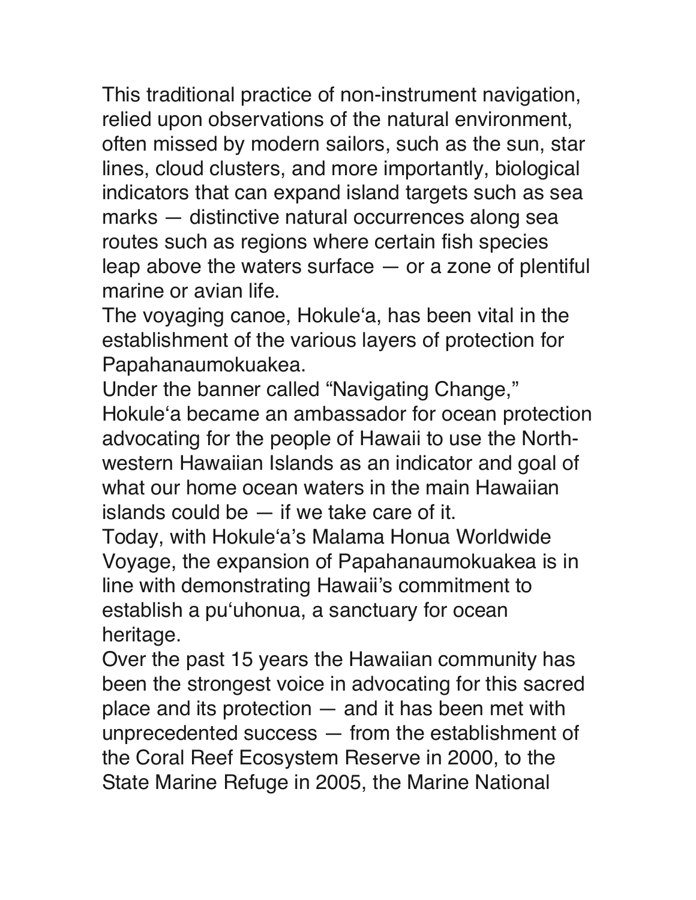This traditional practice of non-instrument navigation, relied upon observations of the natural environment, often missed by modern sailors, such as the sun, star lines, cloud clusters, and more importantly, biological indicators that can expand island targets such as sea marks — distinctive natural occurrences along sea routes such as regions where certain fish species leap above the waters surface — or a zone of plentiful marine or avian life.

The voyaging canoe, Hokule'a, has been vital in the establishment of the various layers of protection for Papahanaumokuakea.

Under the banner called "Navigating Change," Hokule'a became an ambassador for ocean protection advocating for the people of Hawaii to use the North-western Hawaiian Islands as an indicator and goal of what our home ocean waters in the main Hawaiian islands could be — if we take care of it.

Today, with Hokule'a's Malama Honua Worldwide Voyage, the expansion of Papahanaumokuakea is in line with demonstrating Hawaii's commitment to establish a pu'uhonua, a sanctuary for ocean heritage.

Over the past 15 years the Hawaiian community has been the strongest voice in advocating for this sacred place and its protection — and it has been met with unprecedented success — from the establishment of the Coral Reef Ecosystem Reserve in 2000, to the State Marine Refuge in 2005, the Marine National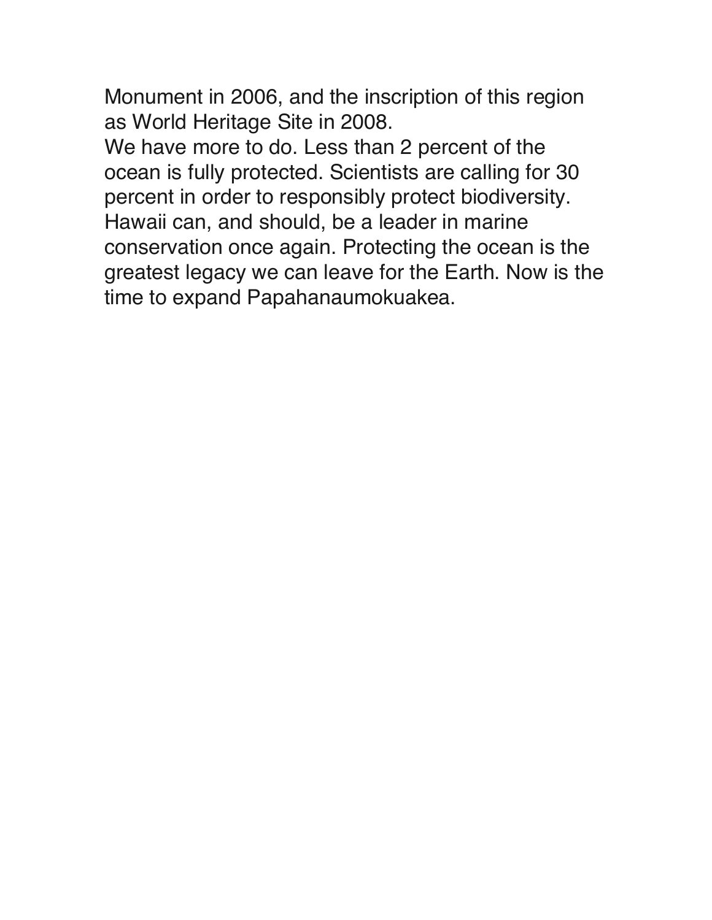Monument in 2006, and the inscription of this region as World Heritage Site in 2008.

We have more to do. Less than 2 percent of the ocean is fully protected. Scientists are calling for 30 percent in order to responsibly protect biodiversity. Hawaii can, and should, be a leader in marine conservation once again. Protecting the ocean is the greatest legacy we can leave for the Earth. Now is the time to expand Papahanaumokuakea.